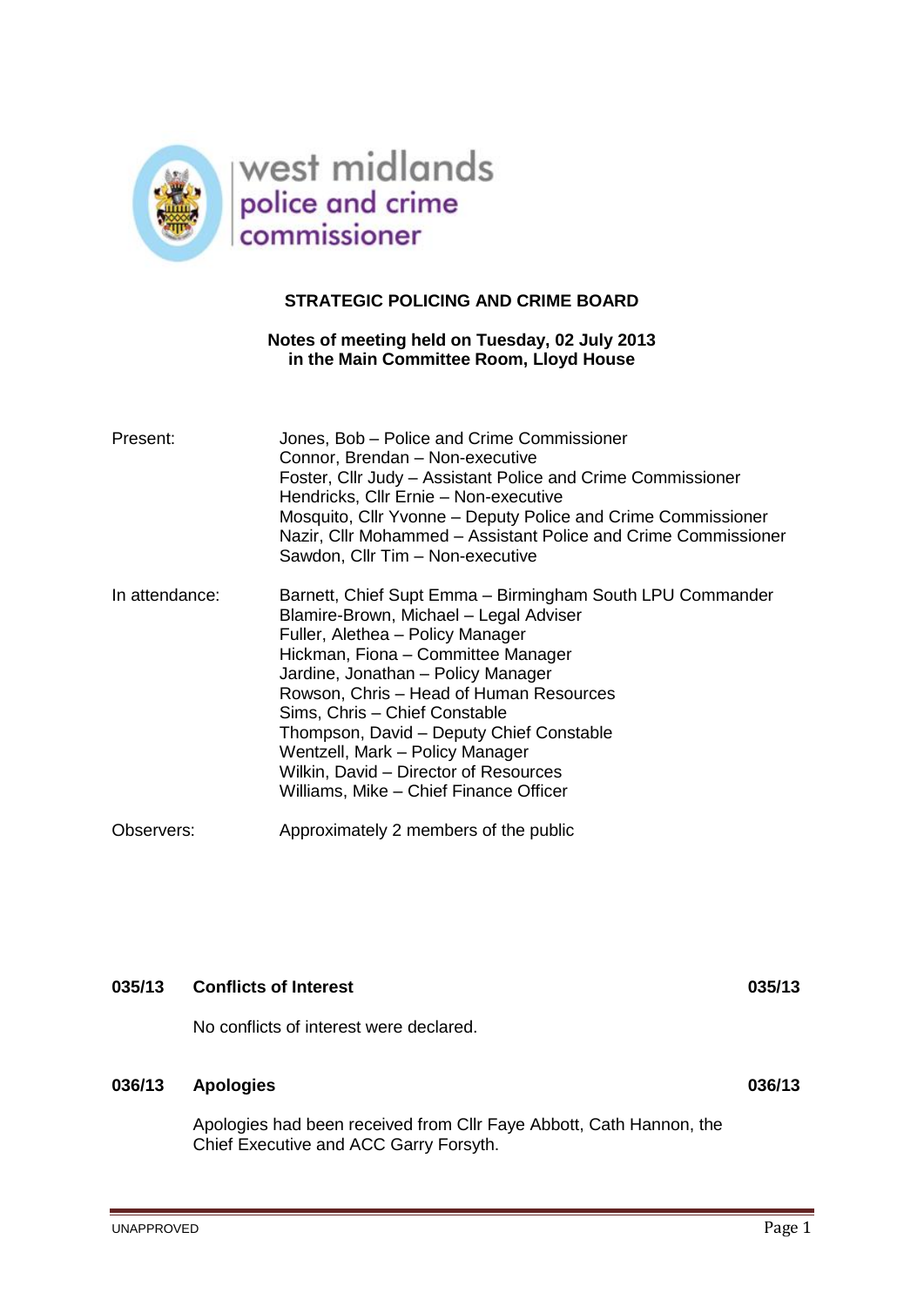west midlands
police and crime
commissioner

# STRATEGIC POLICING AND CRIME BOARD

**Notes of meeting held on Tuesday, 02 July 2013**
**in the Main Committee Room, Lloyd House**

| | |
|---|---|
| Present: | Jones, Bob – Police and Crime Commissioner<br>Connor, Brendan – Non-executive<br>Foster, Cllr Judy – Assistant Police and Crime Commissioner<br>Hendricks, Cllr Ernie – Non-executive<br>Mosquito, Cllr Yvonne – Deputy Police and Crime Commissioner<br>Nazir, Cllr Mohammed – Assistant Police and Crime Commissioner<br>Sawdon, Cllr Tim – Non-executive |
| In attendance: | Barnett, Chief Supt Emma – Birmingham South LPU Commander<br>Blamire-Brown, Michael – Legal Adviser<br>Fuller, Alethea – Policy Manager<br>Hickman, Fiona – Committee Manager<br>Jardine, Jonathan – Policy Manager<br>Rowson, Chris – Head of Human Resources<br>Sims, Chris – Chief Constable<br>Thompson, David – Deputy Chief Constable<br>Wentzell, Mark – Policy Manager<br>Wilkin, David – Director of Resources<br>Williams, Mike – Chief Finance Officer |
| Observers: | Approximately 2 members of the public |

## 035/13 Conflicts of Interest 035/13

No conflicts of interest were declared.

## 036/13 Apologies 036/13

Apologies had been received from Cllr Faye Abbott, Cath Hannon, the Chief Executive and ACC Garry Forsyth.

UNAPPROVED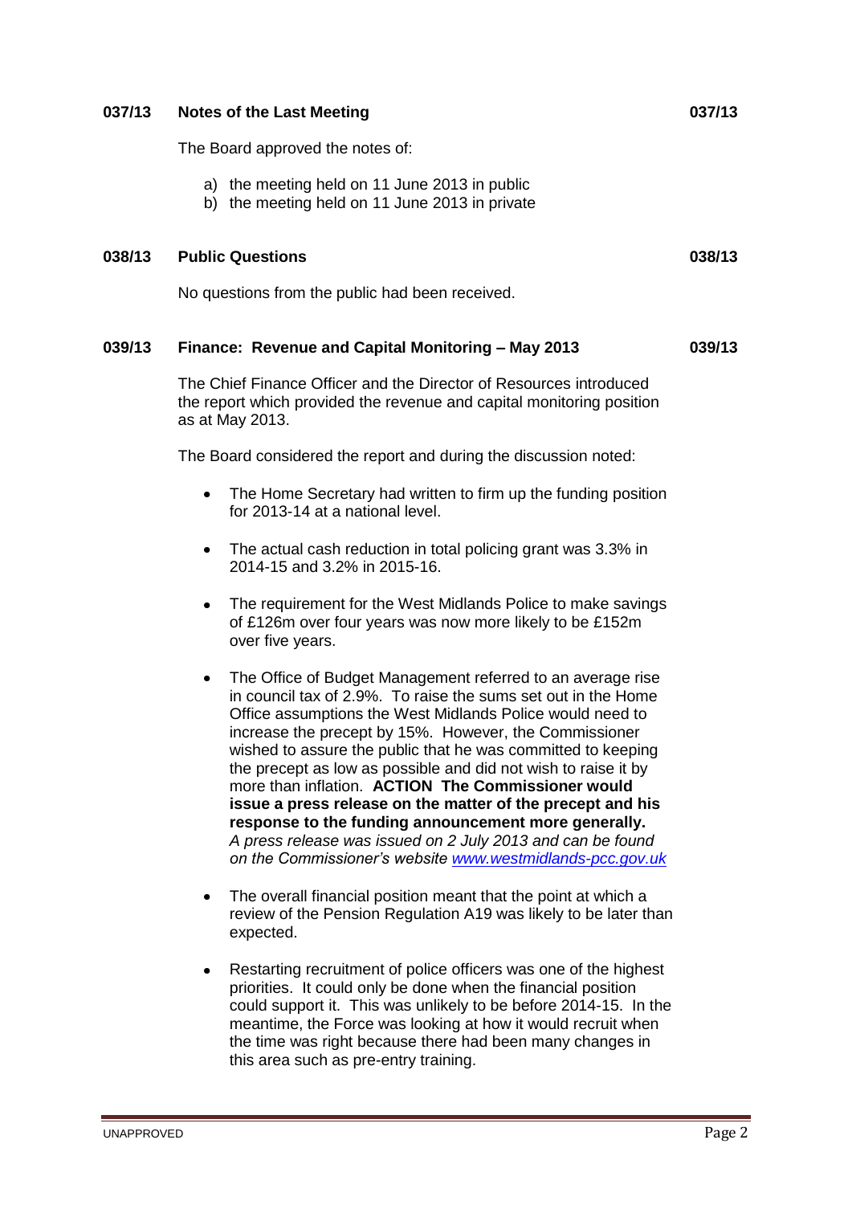## 037/13 Notes of the Last Meeting

The Board approved the notes of:

a) the meeting held on 11 June 2013 in public
b) the meeting held on 11 June 2013 in private

## 038/13 Public Questions

No questions from the public had been received.

## 039/13 Finance: Revenue and Capital Monitoring – May 2013

The Chief Finance Officer and the Director of Resources introduced the report which provided the revenue and capital monitoring position as at May 2013.

The Board considered the report and during the discussion noted:

- The Home Secretary had written to firm up the funding position for 2013-14 at a national level.

- The actual cash reduction in total policing grant was 3.3% in 2014-15 and 3.2% in 2015-16.

- The requirement for the West Midlands Police to make savings of £126m over four years was now more likely to be £152m over five years.

- The Office of Budget Management referred to an average rise in council tax of 2.9%. To raise the sums set out in the Home Office assumptions the West Midlands Police would need to increase the precept by 15%. However, the Commissioner wished to assure the public that he was committed to keeping the precept as low as possible and did not wish to raise it by more than inflation. **ACTION The Commissioner would issue a press release on the matter of the precept and his response to the funding announcement more generally.** *A press release was issued on 2 July 2013 and can be found on the Commissioner's website [www.westmidlands-pcc.gov.uk](www.westmidlands-pcc.gov.uk)*

- The overall financial position meant that the point at which a review of the Pension Regulation A19 was likely to be later than expected.

- Restarting recruitment of police officers was one of the highest priorities. It could only be done when the financial position could support it. This was unlikely to be before 2014-15. In the meantime, the Force was looking at how it would recruit when the time was right because there had been many changes in this area such as pre-entry training.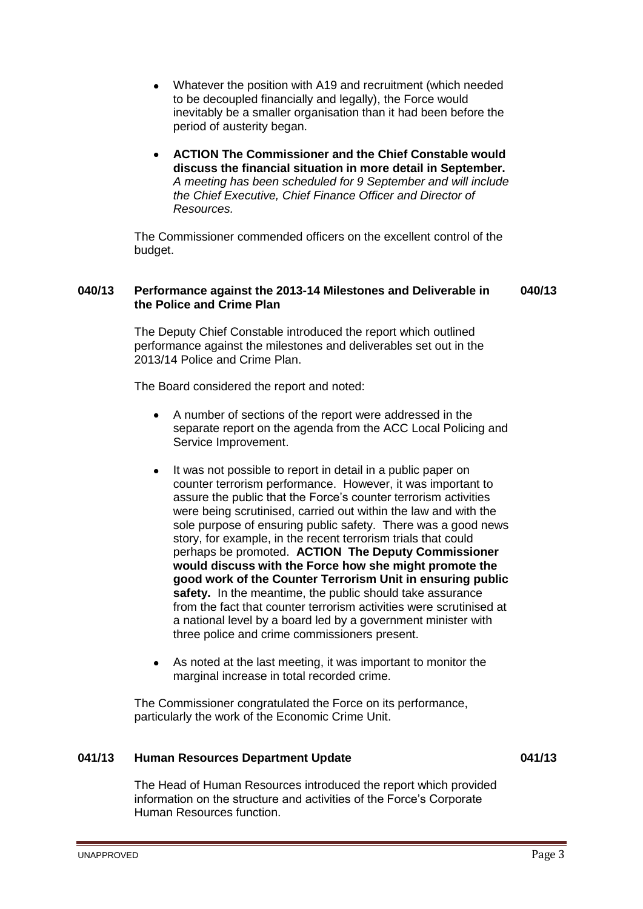- Whatever the position with A19 and recruitment (which needed to be decoupled financially and legally), the Force would inevitably be a smaller organisation than it had been before the period of austerity began.

- **ACTION The Commissioner and the Chief Constable would discuss the financial situation in more detail in September.** *A meeting has been scheduled for 9 September and will include the Chief Executive, Chief Finance Officer and Director of Resources.*

The Commissioner commended officers on the excellent control of the budget.

## 040/13 Performance against the 2013-14 Milestones and Deliverable in the Police and Crime Plan

The Deputy Chief Constable introduced the report which outlined performance against the milestones and deliverables set out in the 2013/14 Police and Crime Plan.

The Board considered the report and noted:

- A number of sections of the report were addressed in the separate report on the agenda from the ACC Local Policing and Service Improvement.

- It was not possible to report in detail in a public paper on counter terrorism performance. However, it was important to assure the public that the Force's counter terrorism activities were being scrutinised, carried out within the law and with the sole purpose of ensuring public safety. There was a good news story, for example, in the recent terrorism trials that could perhaps be promoted. **ACTION The Deputy Commissioner would discuss with the Force how she might promote the good work of the Counter Terrorism Unit in ensuring public safety.** In the meantime, the public should take assurance from the fact that counter terrorism activities were scrutinised at a national level by a board led by a government minister with three police and crime commissioners present.

- As noted at the last meeting, it was important to monitor the marginal increase in total recorded crime.

The Commissioner congratulated the Force on its performance, particularly the work of the Economic Crime Unit.

## 041/13 Human Resources Department Update

The Head of Human Resources introduced the report which provided information on the structure and activities of the Force's Corporate Human Resources function.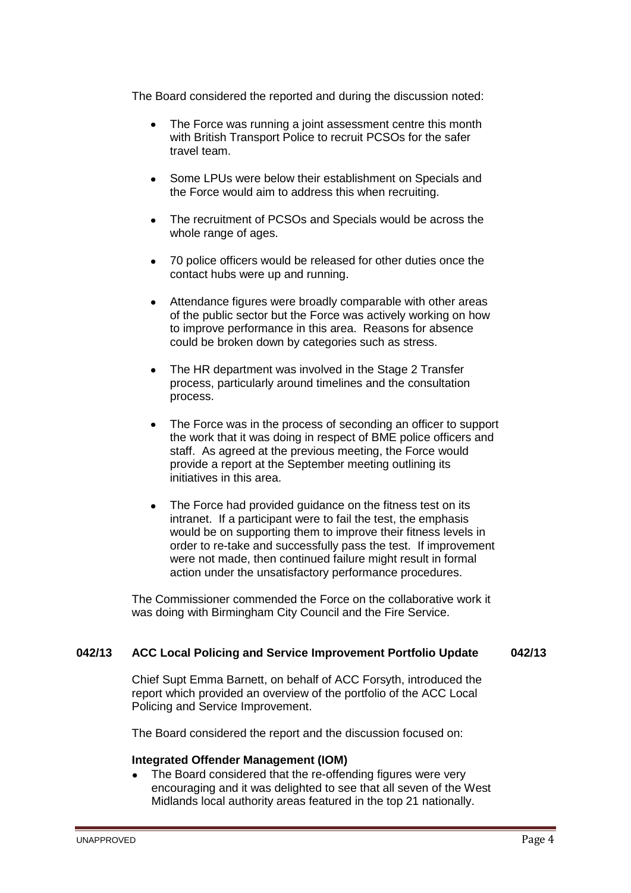The Board considered the reported and during the discussion noted:

- The Force was running a joint assessment centre this month with British Transport Police to recruit PCSOs for the safer travel team.

- Some LPUs were below their establishment on Specials and the Force would aim to address this when recruiting.

- The recruitment of PCSOs and Specials would be across the whole range of ages.

- 70 police officers would be released for other duties once the contact hubs were up and running.

- Attendance figures were broadly comparable with other areas of the public sector but the Force was actively working on how to improve performance in this area. Reasons for absence could be broken down by categories such as stress.

- The HR department was involved in the Stage 2 Transfer process, particularly around timelines and the consultation process.

- The Force was in the process of seconding an officer to support the work that it was doing in respect of BME police officers and staff. As agreed at the previous meeting, the Force would provide a report at the September meeting outlining its initiatives in this area.

- The Force had provided guidance on the fitness test on its intranet. If a participant were to fail the test, the emphasis would be on supporting them to improve their fitness levels in order to re-take and successfully pass the test. If improvement were not made, then continued failure might result in formal action under the unsatisfactory performance procedures.

The Commissioner commended the Force on the collaborative work it was doing with Birmingham City Council and the Fire Service.

## 042/13 ACC Local Policing and Service Improvement Portfolio Update 042/13

Chief Supt Emma Barnett, on behalf of ACC Forsyth, introduced the report which provided an overview of the portfolio of the ACC Local Policing and Service Improvement.

The Board considered the report and the discussion focused on:

**Integrated Offender Management (IOM)**

- The Board considered that the re-offending figures were very encouraging and it was delighted to see that all seven of the West Midlands local authority areas featured in the top 21 nationally.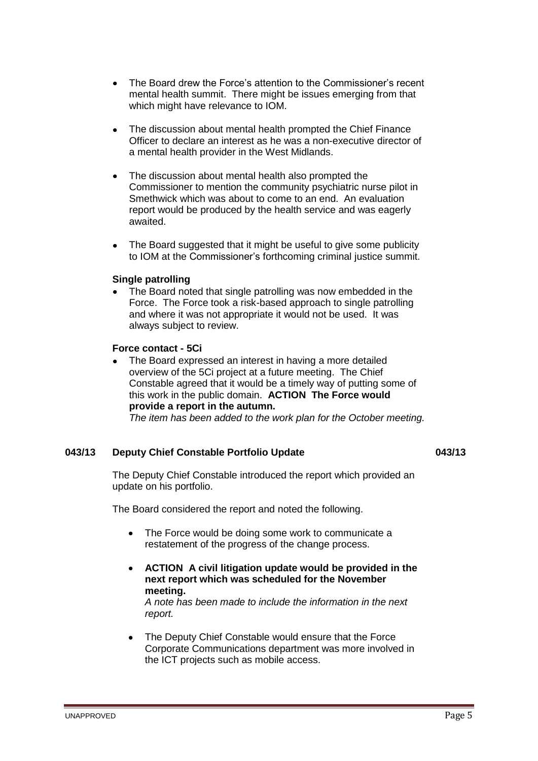- The Board drew the Force's attention to the Commissioner's recent mental health summit. There might be issues emerging from that which might have relevance to IOM.

- The discussion about mental health prompted the Chief Finance Officer to declare an interest as he was a non-executive director of a mental health provider in the West Midlands.

- The discussion about mental health also prompted the Commissioner to mention the community psychiatric nurse pilot in Smethwick which was about to come to an end. An evaluation report would be produced by the health service and was eagerly awaited.

- The Board suggested that it might be useful to give some publicity to IOM at the Commissioner's forthcoming criminal justice summit.

**Single patrolling**

- The Board noted that single patrolling was now embedded in the Force. The Force took a risk-based approach to single patrolling and where it was not appropriate it would not be used. It was always subject to review.

**Force contact - 5Ci**

- The Board expressed an interest in having a more detailed overview of the 5Ci project at a future meeting. The Chief Constable agreed that it would be a timely way of putting some of this work in the public domain. **ACTION The Force would provide a report in the autumn.**
  *The item has been added to the work plan for the October meeting.*

## 043/13 Deputy Chief Constable Portfolio Update 043/13

The Deputy Chief Constable introduced the report which provided an update on his portfolio.

The Board considered the report and noted the following.

- The Force would be doing some work to communicate a restatement of the progress of the change process.

- **ACTION A civil litigation update would be provided in the next report which was scheduled for the November meeting.**
  *A note has been made to include the information in the next report.*

- The Deputy Chief Constable would ensure that the Force Corporate Communications department was more involved in the ICT projects such as mobile access.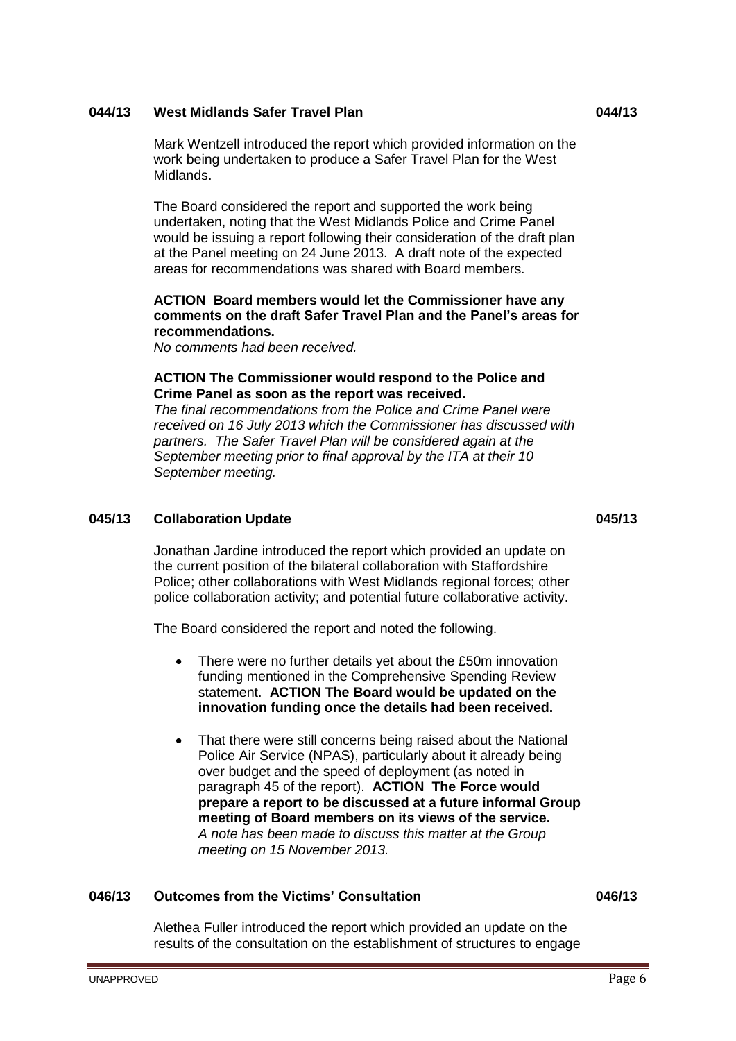### 044/13 West Midlands Safer Travel Plan 044/13

Mark Wentzell introduced the report which provided information on the work being undertaken to produce a Safer Travel Plan for the West Midlands.

The Board considered the report and supported the work being undertaken, noting that the West Midlands Police and Crime Panel would be issuing a report following their consideration of the draft plan at the Panel meeting on 24 June 2013. A draft note of the expected areas for recommendations was shared with Board members.

**ACTION Board members would let the Commissioner have any comments on the draft Safer Travel Plan and the Panel's areas for recommendations.**
*No comments had been received.*

**ACTION The Commissioner would respond to the Police and Crime Panel as soon as the report was received.**
*The final recommendations from the Police and Crime Panel were received on 16 July 2013 which the Commissioner has discussed with partners. The Safer Travel Plan will be considered again at the September meeting prior to final approval by the ITA at their 10 September meeting.*

### 045/13 Collaboration Update 045/13

Jonathan Jardine introduced the report which provided an update on the current position of the bilateral collaboration with Staffordshire Police; other collaborations with West Midlands regional forces; other police collaboration activity; and potential future collaborative activity.

The Board considered the report and noted the following.

- There were no further details yet about the £50m innovation funding mentioned in the Comprehensive Spending Review statement. **ACTION The Board would be updated on the innovation funding once the details had been received.**

- That there were still concerns being raised about the National Police Air Service (NPAS), particularly about it already being over budget and the speed of deployment (as noted in paragraph 45 of the report). **ACTION The Force would prepare a report to be discussed at a future informal Group meeting of Board members on its views of the service.**
*A note has been made to discuss this matter at the Group meeting on 15 November 2013.*

### 046/13 Outcomes from the Victims' Consultation 046/13

Alethea Fuller introduced the report which provided an update on the results of the consultation on the establishment of structures to engage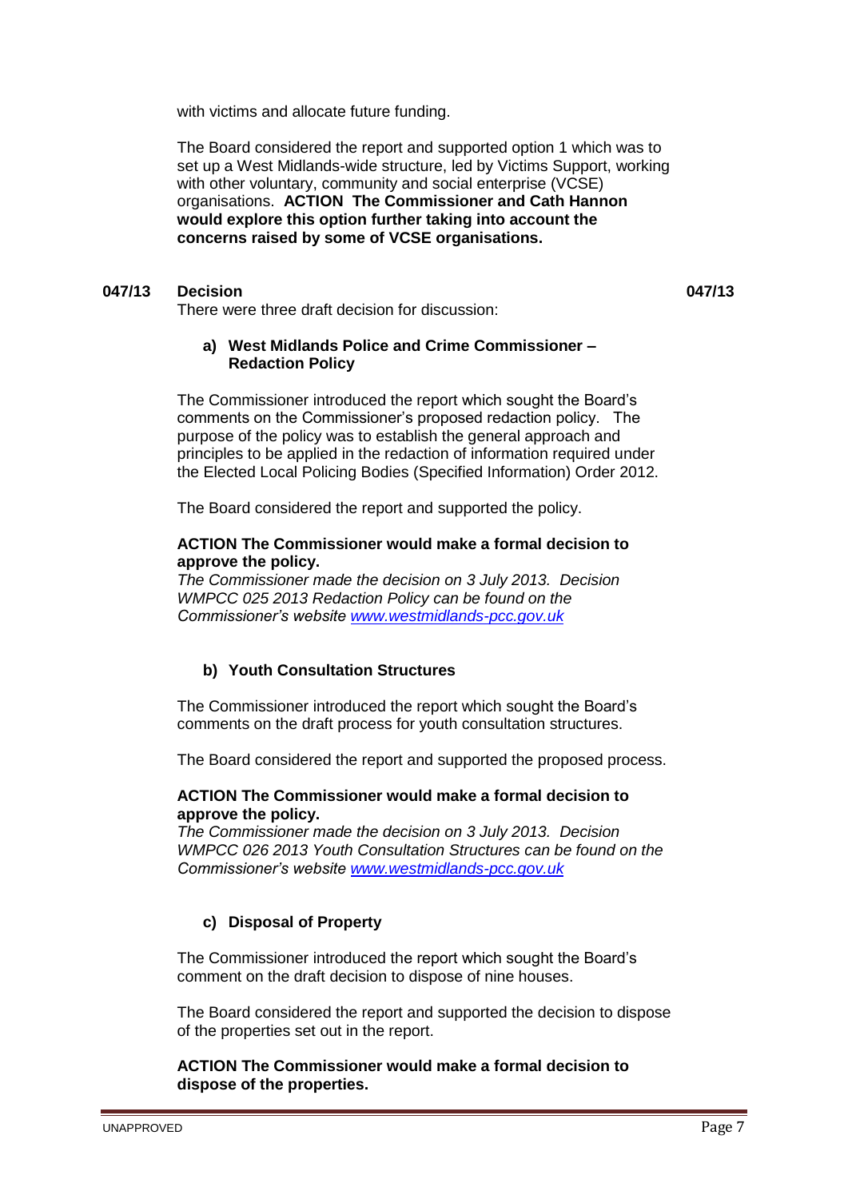with victims and allocate future funding.

The Board considered the report and supported option 1 which was to set up a West Midlands-wide structure, led by Victims Support, working with other voluntary, community and social enterprise (VCSE) organisations. **ACTION The Commissioner and Cath Hannon would explore this option further taking into account the concerns raised by some of VCSE organisations.**

**047/13 Decision** **047/13**

There were three draft decision for discussion:

**a) West Midlands Police and Crime Commissioner – Redaction Policy**

The Commissioner introduced the report which sought the Board's comments on the Commissioner's proposed redaction policy. The purpose of the policy was to establish the general approach and principles to be applied in the redaction of information required under the Elected Local Policing Bodies (Specified Information) Order 2012.

The Board considered the report and supported the policy.

**ACTION The Commissioner would make a formal decision to approve the policy.**

*The Commissioner made the decision on 3 July 2013. Decision WMPCC 025 2013 Redaction Policy can be found on the Commissioner's website [www.westmidlands-pcc.gov.uk](http://www.westmidlands-pcc.gov.uk)*

**b) Youth Consultation Structures**

The Commissioner introduced the report which sought the Board's comments on the draft process for youth consultation structures.

The Board considered the report and supported the proposed process.

**ACTION The Commissioner would make a formal decision to approve the policy.**

*The Commissioner made the decision on 3 July 2013. Decision WMPCC 026 2013 Youth Consultation Structures can be found on the Commissioner's website [www.westmidlands-pcc.gov.uk](http://www.westmidlands-pcc.gov.uk)*

**c) Disposal of Property**

The Commissioner introduced the report which sought the Board's comment on the draft decision to dispose of nine houses.

The Board considered the report and supported the decision to dispose of the properties set out in the report.

**ACTION The Commissioner would make a formal decision to dispose of the properties.**

UNAPPROVED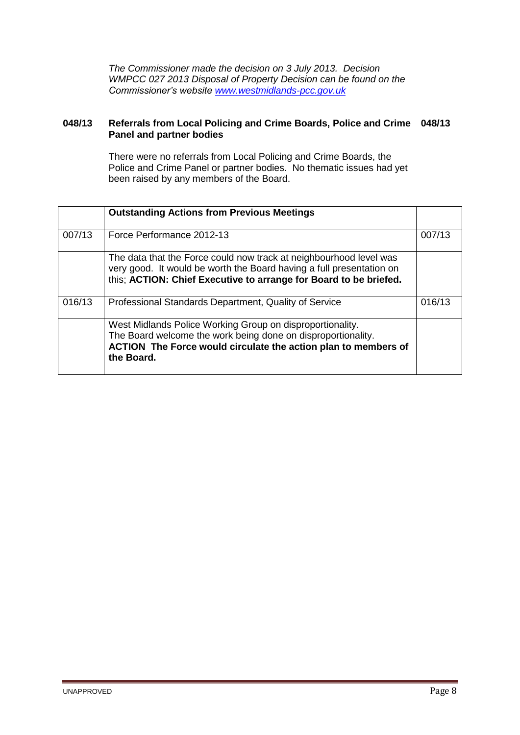*The Commissioner made the decision on 3 July 2013. Decision WMPCC 027 2013 Disposal of Property Decision can be found on the Commissioner's website [www.westmidlands-pcc.gov.uk](http://www.westmidlands-pcc.gov.uk)*

**048/13 Referrals from Local Policing and Crime Boards, Police and Crime Panel and partner bodies 048/13**

There were no referrals from Local Policing and Crime Boards, the Police and Crime Panel or partner bodies. No thematic issues had yet been raised by any members of the Board.

| | **Outstanding Actions from Previous Meetings** | |
|---|---|---|
| 007/13 | Force Performance 2012-13 | 007/13 |
| | The data that the Force could now track at neighbourhood level was very good. It would be worth the Board having a full presentation on this; **ACTION: Chief Executive to arrange for Board to be briefed.** | |
| 016/13 | Professional Standards Department, Quality of Service | 016/13 |
| | West Midlands Police Working Group on disproportionality. The Board welcome the work being done on disproportionality. **ACTION The Force would circulate the action plan to members of the Board.** | |

UNAPPROVED